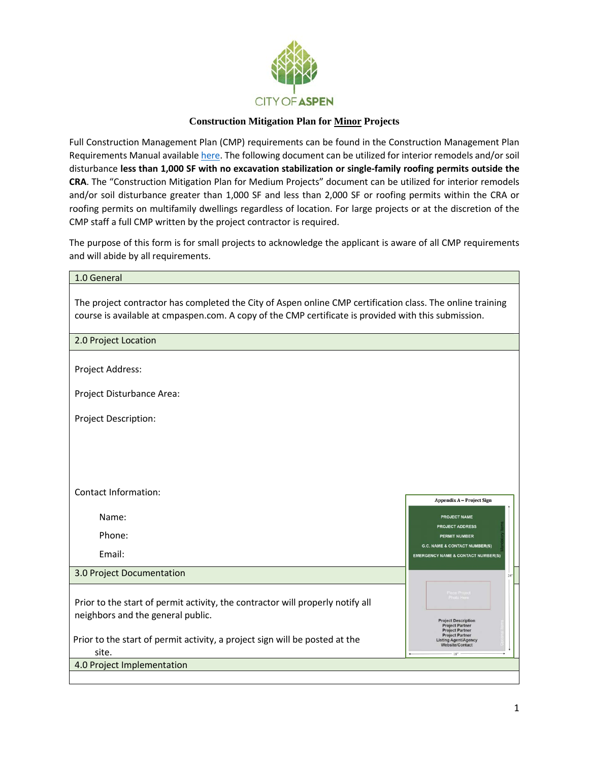CITY OF ASPEN

## Construction Mitigation Plan for Minor Projects

Full Construction Management Plan (CMP) requirements can be found in the Construction Management Plan Requirements Manual available here. The following document can be utilized for interior remodels and/or soil disturbance **less than 1,000 SF with no excavation stabilization or single-family roofing permits outside the CRA**. The "Construction Mitigation Plan for Medium Projects" document can be utilized for interior remodels and/or soil disturbance greater than 1,000 SF and less than 2,000 SF or roofing permits within the CRA or roofing permits on multifamily dwellings regardless of location. For large projects or at the discretion of the CMP staff a full CMP written by the project contractor is required.

The purpose of this form is for small projects to acknowledge the applicant is aware of all CMP requirements and will abide by all requirements.

### 1.0 General

The project contractor has completed the City of Aspen online CMP certification class. The online training course is available at cmpaspen.com. A copy of the CMP certificate is provided with this submission.

### 2.0 Project Location

Project Address:

Project Disturbance Area:

Project Description:

Contact Information:

Name:

Phone:

Email:

### 3.0 Project Documentation

Prior to the start of permit activity, the contractor will properly notify all neighbors and the general public.

Prior to the start of permit activity, a project sign will be posted at the site.

**Appendix A – Project Sign**

PROJECT NAME
PROJECT ADDRESS
PERMIT NUMBER
G.C. NAME & CONTACT NUMBER(S)
EMERGENCY NAME & CONTACT NUMBER(S)

Place Project Photo Here

Project Description
Project Partner
Project Partner
Project Partner
Listing Agent/Agency
Website/Contact

### 4.0 Project Implementation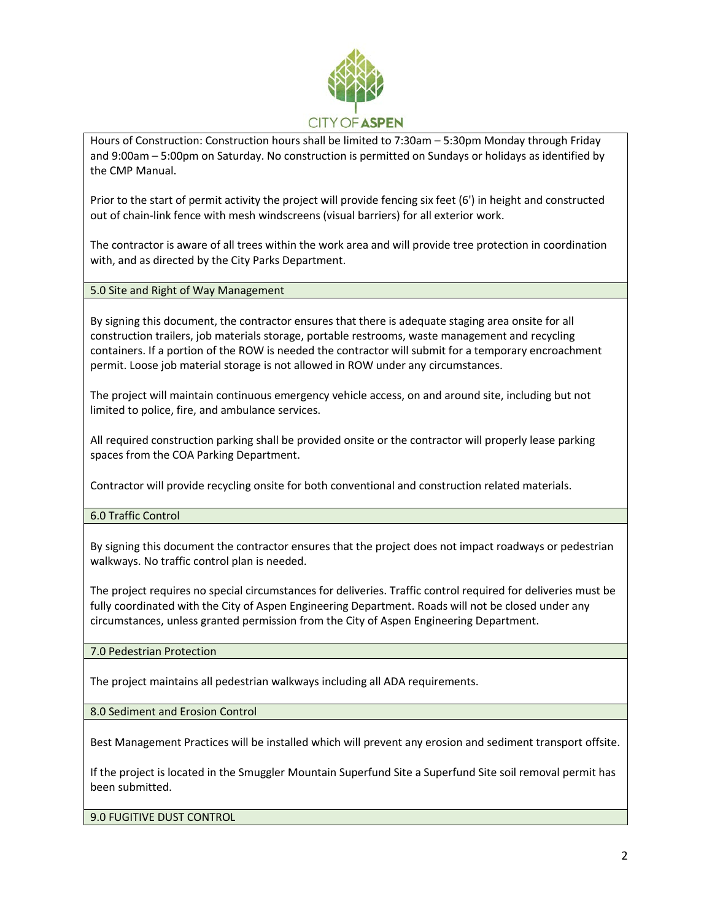Hours of Construction: Construction hours shall be limited to 7:30am – 5:30pm Monday through Friday and 9:00am – 5:00pm on Saturday. No construction is permitted on Sundays or holidays as identified by the CMP Manual.

Prior to the start of permit activity the project will provide fencing six feet (6') in height and constructed out of chain-link fence with mesh windscreens (visual barriers) for all exterior work.

The contractor is aware of all trees within the work area and will provide tree protection in coordination with, and as directed by the City Parks Department.

## 5.0 Site and Right of Way Management

By signing this document, the contractor ensures that there is adequate staging area onsite for all construction trailers, job materials storage, portable restrooms, waste management and recycling containers. If a portion of the ROW is needed the contractor will submit for a temporary encroachment permit. Loose job material storage is not allowed in ROW under any circumstances.

The project will maintain continuous emergency vehicle access, on and around site, including but not limited to police, fire, and ambulance services.

All required construction parking shall be provided onsite or the contractor will properly lease parking spaces from the COA Parking Department.

Contractor will provide recycling onsite for both conventional and construction related materials.

## 6.0 Traffic Control

By signing this document the contractor ensures that the project does not impact roadways or pedestrian walkways. No traffic control plan is needed.

The project requires no special circumstances for deliveries. Traffic control required for deliveries must be fully coordinated with the City of Aspen Engineering Department. Roads will not be closed under any circumstances, unless granted permission from the City of Aspen Engineering Department.

## 7.0 Pedestrian Protection

The project maintains all pedestrian walkways including all ADA requirements.

## 8.0 Sediment and Erosion Control

Best Management Practices will be installed which will prevent any erosion and sediment transport offsite.

If the project is located in the Smuggler Mountain Superfund Site a Superfund Site soil removal permit has been submitted.

## 9.0 FUGITIVE DUST CONTROL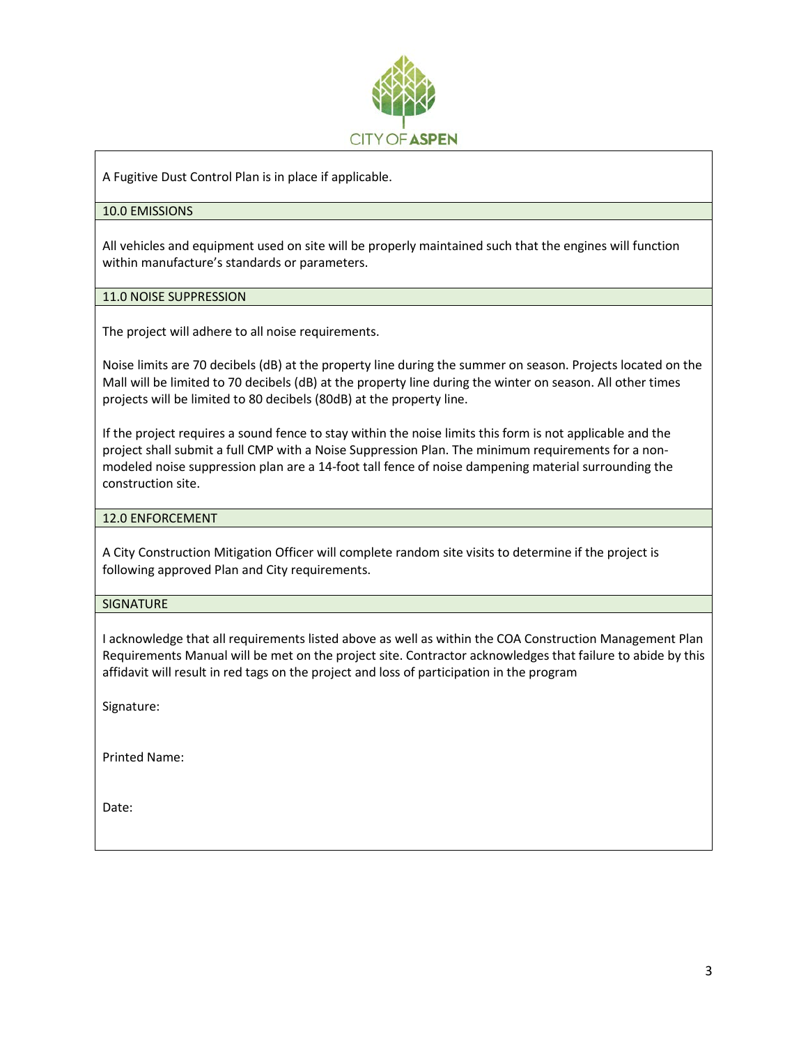A Fugitive Dust Control Plan is in place if applicable.

## 10.0 EMISSIONS

All vehicles and equipment used on site will be properly maintained such that the engines will function within manufacture's standards or parameters.

## 11.0 NOISE SUPPRESSION

The project will adhere to all noise requirements.

Noise limits are 70 decibels (dB) at the property line during the summer on season. Projects located on the Mall will be limited to 70 decibels (dB) at the property line during the winter on season. All other times projects will be limited to 80 decibels (80dB) at the property line.

If the project requires a sound fence to stay within the noise limits this form is not applicable and the project shall submit a full CMP with a Noise Suppression Plan. The minimum requirements for a non-modeled noise suppression plan are a 14-foot tall fence of noise dampening material surrounding the construction site.

## 12.0 ENFORCEMENT

A City Construction Mitigation Officer will complete random site visits to determine if the project is following approved Plan and City requirements.

## SIGNATURE

I acknowledge that all requirements listed above as well as within the COA Construction Management Plan Requirements Manual will be met on the project site. Contractor acknowledges that failure to abide by this affidavit will result in red tags on the project and loss of participation in the program

Signature:

Printed Name:

Date: